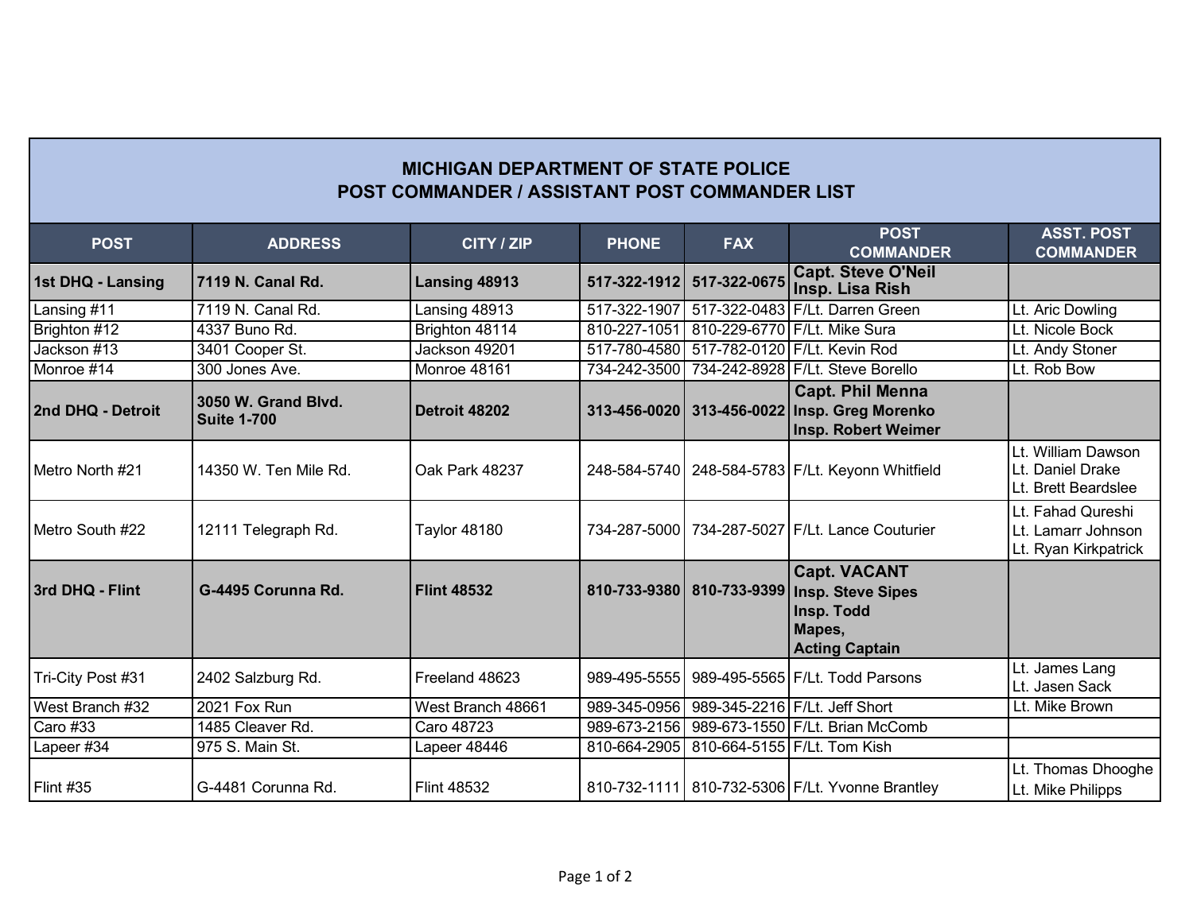# MICHIGAN DEPARTMENT OF STATE POLICE
## POST COMMANDER / ASSISTANT POST COMMANDER LIST

| POST | ADDRESS | CITY / ZIP | PHONE | FAX | POST COMMANDER | ASST. POST COMMANDER |
|---|---|---|---|---|---|---|
| **1st DHQ - Lansing** | **7119 N. Canal Rd.** | **Lansing 48913** | **517-322-1912** | **517-322-0675** | **Capt. Steve O'Neil**<br>**Insp. Lisa Rish** | |
| Lansing #11 | 7119 N. Canal Rd. | Lansing 48913 | 517-322-1907 | 517-322-0483 | F/Lt. Darren Green | Lt. Aric Dowling |
| Brighton #12 | 4337 Buno Rd. | Brighton 48114 | 810-227-1051 | 810-229-6770 | F/Lt. Mike Sura | Lt. Nicole Bock |
| Jackson #13 | 3401 Cooper St. | Jackson 49201 | 517-780-4580 | 517-782-0120 | F/Lt. Kevin Rod | Lt. Andy Stoner |
| Monroe #14 | 300 Jones Ave. | Monroe 48161 | 734-242-3500 | 734-242-8928 | F/Lt. Steve Borello | Lt. Rob Bow |
| **2nd DHQ - Detroit** | **3050 W. Grand Blvd.**<br>**Suite 1-700** | **Detroit 48202** | **313-456-0020** | **313-456-0022** | **Capt. Phil Menna**<br>**Insp. Greg Morenko**<br>**Insp. Robert Weimer** | |
| Metro North #21 | 14350 W. Ten Mile Rd. | Oak Park 48237 | 248-584-5740 | 248-584-5783 | F/Lt. Keyonn Whitfield | Lt. William Dawson<br>Lt. Daniel Drake<br>Lt. Brett Beardslee |
| Metro South #22 | 12111 Telegraph Rd. | Taylor 48180 | 734-287-5000 | 734-287-5027 | F/Lt. Lance Couturier | Lt. Fahad Qureshi<br>Lt. Lamarr Johnson<br>Lt. Ryan Kirkpatrick |
| **3rd DHQ - Flint** | **G-4495 Corunna Rd.** | **Flint 48532** | **810-733-9380** | **810-733-9399** | **Capt. VACANT**<br>**Insp. Steve Sipes**<br>**Insp. Todd Mapes, Acting Captain** | |
| Tri-City Post #31 | 2402 Salzburg Rd. | Freeland 48623 | 989-495-5555 | 989-495-5565 | F/Lt. Todd Parsons | Lt. James Lang<br>Lt. Jasen Sack |
| West Branch #32 | 2021 Fox Run | West Branch 48661 | 989-345-0956 | 989-345-2216 | F/Lt. Jeff Short | Lt. Mike Brown |
| Caro #33 | 1485 Cleaver Rd. | Caro 48723 | 989-673-2156 | 989-673-1550 | F/Lt. Brian McComb | |
| Lapeer #34 | 975 S. Main St. | Lapeer 48446 | 810-664-2905 | 810-664-5155 | F/Lt. Tom Kish | |
| Flint #35 | G-4481 Corunna Rd. | Flint 48532 | 810-732-1111 | 810-732-5306 | F/Lt. Yvonne Brantley | Lt. Thomas Dhooghe<br>Lt. Mike Philipps |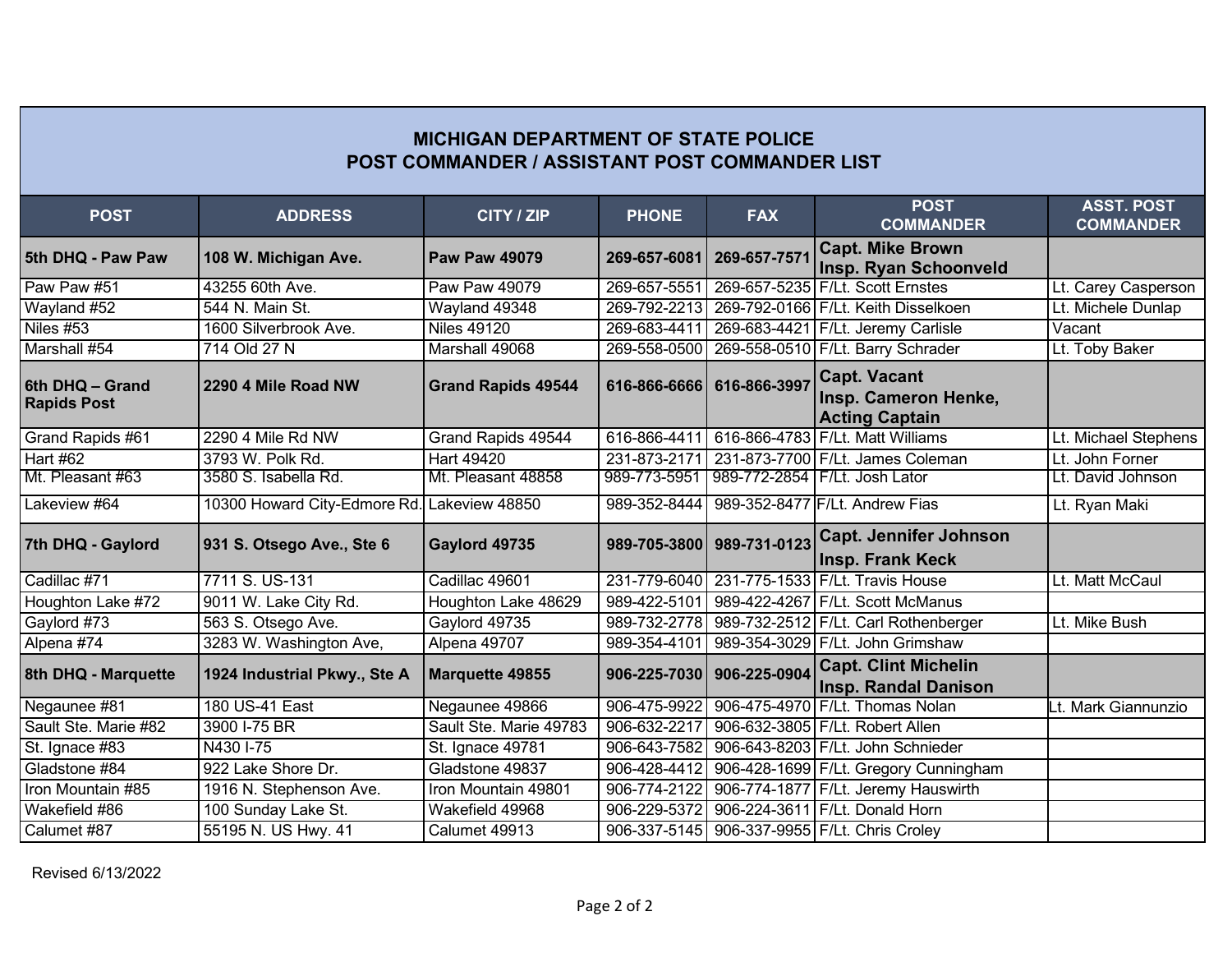# MICHIGAN DEPARTMENT OF STATE POLICE
## POST COMMANDER / ASSISTANT POST COMMANDER LIST

| POST | ADDRESS | CITY / ZIP | PHONE | FAX | POST COMMANDER | ASST. POST COMMANDER |
|---|---|---|---|---|---|---|
| **5th DHQ - Paw Paw** | **108 W. Michigan Ave.** | **Paw Paw 49079** | **269-657-6081** | **269-657-7571** | **Capt. Mike Brown Insp. Ryan Schoonveld** | |
| Paw Paw #51 | 43255 60th Ave. | Paw Paw 49079 | 269-657-5551 | 269-657-5235 | F/Lt. Scott Ernstes | Lt. Carey Casperson |
| Wayland #52 | 544 N. Main St. | Wayland 49348 | 269-792-2213 | 269-792-0166 | F/Lt. Keith Disselkoen | Lt. Michele Dunlap |
| Niles #53 | 1600 Silverbrook Ave. | Niles 49120 | 269-683-4411 | 269-683-4421 | F/Lt. Jeremy Carlisle | Vacant |
| Marshall #54 | 714 Old 27 N | Marshall 49068 | 269-558-0500 | 269-558-0510 | F/Lt. Barry Schrader | Lt. Toby Baker |
| **6th DHQ – Grand Rapids Post** | **2290 4 Mile Road NW** | **Grand Rapids 49544** | **616-866-6666** | **616-866-3997** | **Capt. Vacant Insp. Cameron Henke, Acting Captain** | |
| Grand Rapids #61 | 2290 4 Mile Rd NW | Grand Rapids 49544 | 616-866-4411 | 616-866-4783 | F/Lt. Matt Williams | Lt. Michael Stephens |
| Hart #62 | 3793 W. Polk Rd. | Hart 49420 | 231-873-2171 | 231-873-7700 | F/Lt. James Coleman | Lt. John Forner |
| Mt. Pleasant #63 | 3580 S. Isabella Rd. | Mt. Pleasant 48858 | 989-773-5951 | 989-772-2854 | F/Lt. Josh Lator | Lt. David Johnson |
| Lakeview #64 | 10300 Howard City-Edmore Rd. | Lakeview 48850 | 989-352-8444 | 989-352-8477 | F/Lt. Andrew Fias | Lt. Ryan Maki |
| **7th DHQ - Gaylord** | **931 S. Otsego Ave., Ste 6** | **Gaylord 49735** | **989-705-3800** | **989-731-0123** | **Capt. Jennifer Johnson Insp. Frank Keck** | |
| Cadillac #71 | 7711 S. US-131 | Cadillac 49601 | 231-779-6040 | 231-775-1533 | F/Lt. Travis House | Lt. Matt McCaul |
| Houghton Lake #72 | 9011 W. Lake City Rd. | Houghton Lake 48629 | 989-422-5101 | 989-422-4267 | F/Lt. Scott McManus | |
| Gaylord #73 | 563 S. Otsego Ave. | Gaylord 49735 | 989-732-2778 | 989-732-2512 | F/Lt. Carl Rothenberger | Lt. Mike Bush |
| Alpena #74 | 3283 W. Washington Ave, | Alpena 49707 | 989-354-4101 | 989-354-3029 | F/Lt. John Grimshaw | |
| **8th DHQ - Marquette** | **1924 Industrial Pkwy., Ste A** | **Marquette 49855** | **906-225-7030** | **906-225-0904** | **Capt. Clint Michelin Insp. Randal Danison** | |
| Negaunee #81 | 180 US-41 East | Negaunee 49866 | 906-475-9922 | 906-475-4970 | F/Lt. Thomas Nolan | Lt. Mark Giannunzio |
| Sault Ste. Marie #82 | 3900 I-75 BR | Sault Ste. Marie 49783 | 906-632-2217 | 906-632-3805 | F/Lt. Robert Allen | |
| St. Ignace #83 | N430 I-75 | St. Ignace 49781 | 906-643-7582 | 906-643-8203 | F/Lt. John Schnieder | |
| Gladstone #84 | 922 Lake Shore Dr. | Gladstone 49837 | 906-428-4412 | 906-428-1699 | F/Lt. Gregory Cunningham | |
| Iron Mountain #85 | 1916 N. Stephenson Ave. | Iron Mountain 49801 | 906-774-2122 | 906-774-1877 | F/Lt. Jeremy Hauswirth | |
| Wakefield #86 | 100 Sunday Lake St. | Wakefield 49968 | 906-229-5372 | 906-224-3611 | F/Lt. Donald Horn | |
| Calumet #87 | 55195 N. US Hwy. 41 | Calumet 49913 | 906-337-5145 | 906-337-9955 | F/Lt. Chris Croley | |

Revised 6/13/2022